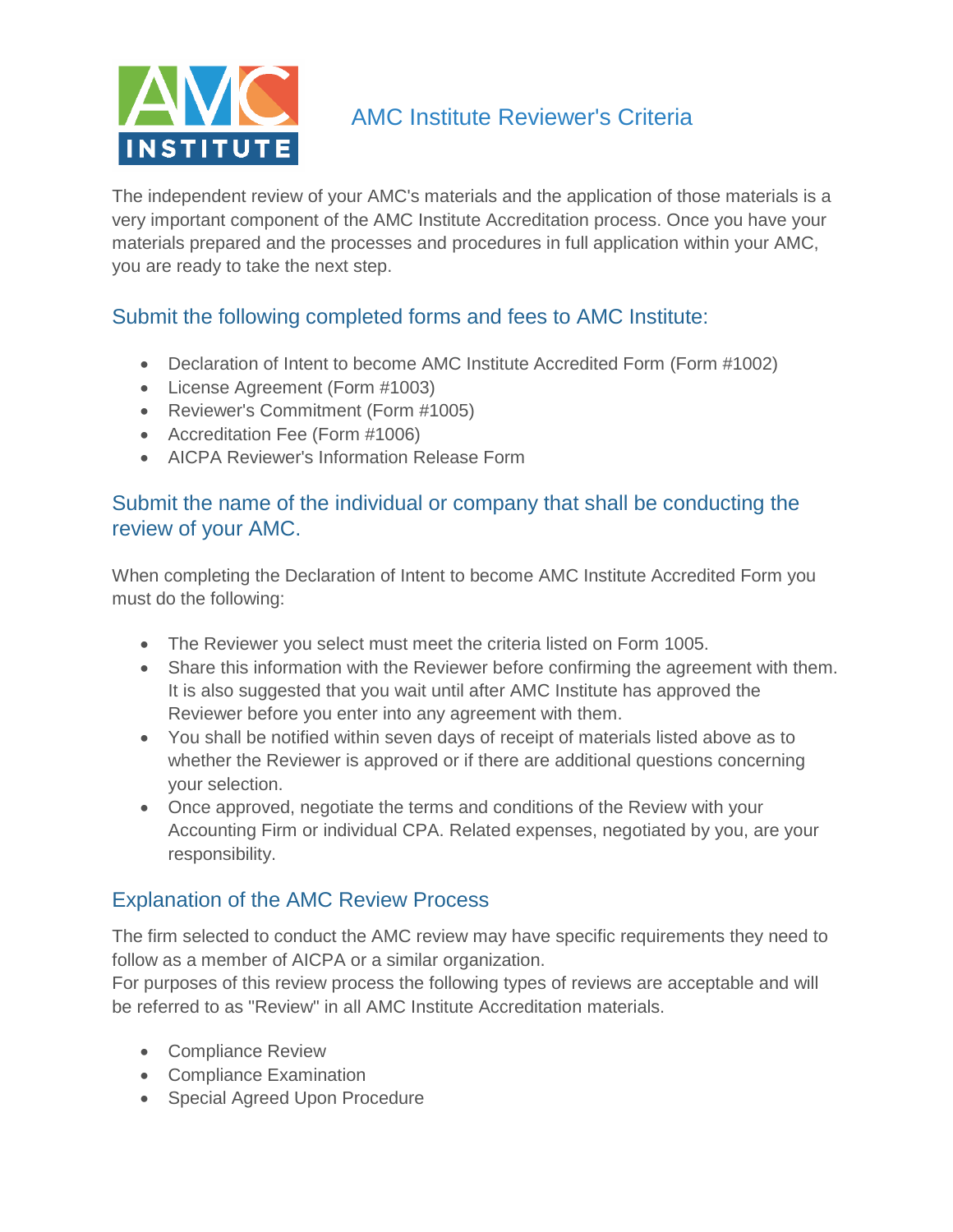# AMC Institute Reviewer's Criteria

The independent review of your AMC's materials and the application of those materials is a very important component of the AMC Institute Accreditation process. Once you have your materials prepared and the processes and procedures in full application within your AMC, you are ready to take the next step.

## Submit the following completed forms and fees to AMC Institute:

- Declaration of Intent to become AMC Institute Accredited Form (Form #1002)
- License Agreement (Form #1003)
- Reviewer's Commitment (Form #1005)
- Accreditation Fee (Form #1006)
- AICPA Reviewer's Information Release Form

## Submit the name of the individual or company that shall be conducting the review of your AMC.

When completing the Declaration of Intent to become AMC Institute Accredited Form you must do the following:

- The Reviewer you select must meet the criteria listed on Form 1005.
- Share this information with the Reviewer before confirming the agreement with them. It is also suggested that you wait until after AMC Institute has approved the Reviewer before you enter into any agreement with them.
- You shall be notified within seven days of receipt of materials listed above as to whether the Reviewer is approved or if there are additional questions concerning your selection.
- Once approved, negotiate the terms and conditions of the Review with your Accounting Firm or individual CPA. Related expenses, negotiated by you, are your responsibility.

## Explanation of the AMC Review Process

The firm selected to conduct the AMC review may have specific requirements they need to follow as a member of AICPA or a similar organization.
For purposes of this review process the following types of reviews are acceptable and will be referred to as "Review" in all AMC Institute Accreditation materials.

- Compliance Review
- Compliance Examination
- Special Agreed Upon Procedure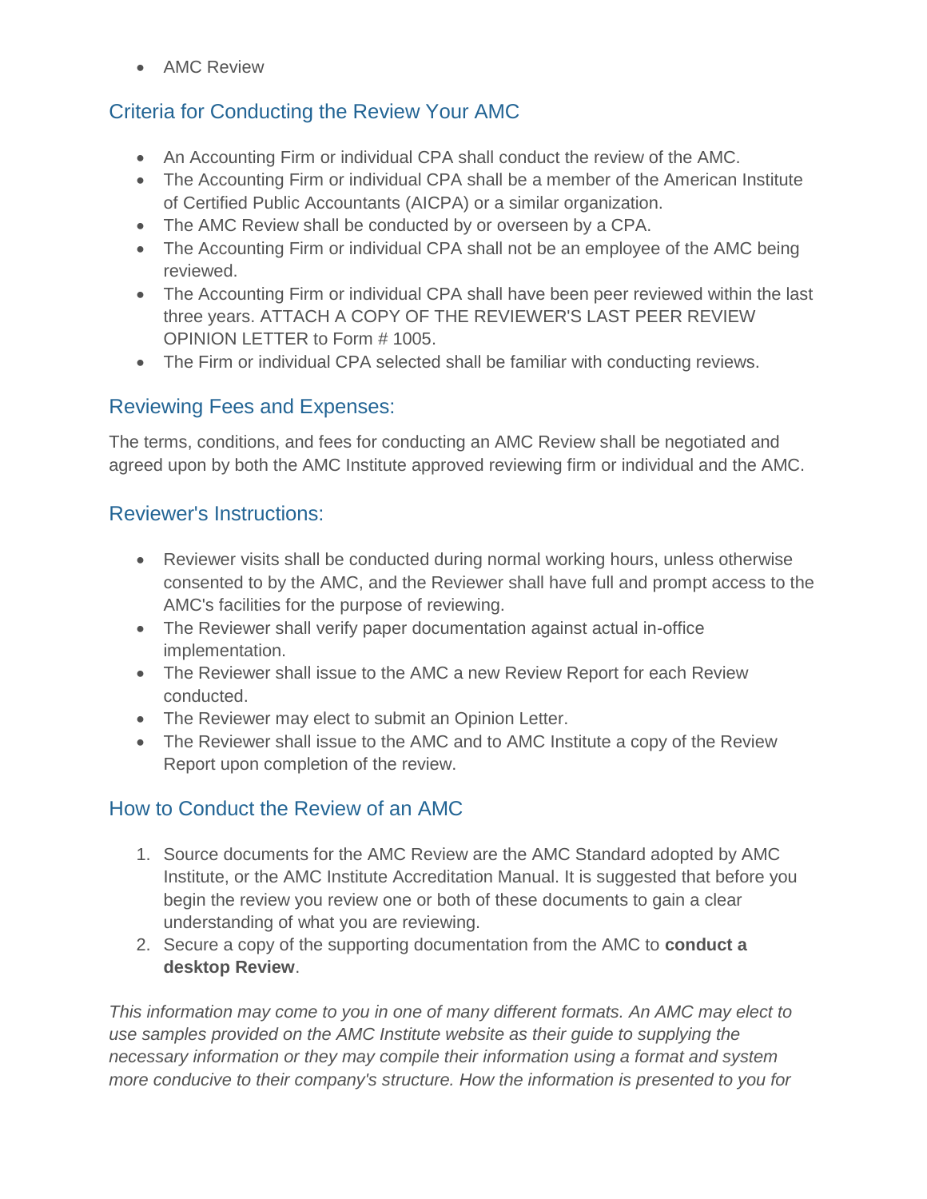- AMC Review

## Criteria for Conducting the Review Your AMC

- An Accounting Firm or individual CPA shall conduct the review of the AMC.
- The Accounting Firm or individual CPA shall be a member of the American Institute of Certified Public Accountants (AICPA) or a similar organization.
- The AMC Review shall be conducted by or overseen by a CPA.
- The Accounting Firm or individual CPA shall not be an employee of the AMC being reviewed.
- The Accounting Firm or individual CPA shall have been peer reviewed within the last three years. ATTACH A COPY OF THE REVIEWER'S LAST PEER REVIEW OPINION LETTER to Form # 1005.
- The Firm or individual CPA selected shall be familiar with conducting reviews.

## Reviewing Fees and Expenses:

The terms, conditions, and fees for conducting an AMC Review shall be negotiated and agreed upon by both the AMC Institute approved reviewing firm or individual and the AMC.

## Reviewer's Instructions:

- Reviewer visits shall be conducted during normal working hours, unless otherwise consented to by the AMC, and the Reviewer shall have full and prompt access to the AMC's facilities for the purpose of reviewing.
- The Reviewer shall verify paper documentation against actual in-office implementation.
- The Reviewer shall issue to the AMC a new Review Report for each Review conducted.
- The Reviewer may elect to submit an Opinion Letter.
- The Reviewer shall issue to the AMC and to AMC Institute a copy of the Review Report upon completion of the review.

## How to Conduct the Review of an AMC

1. Source documents for the AMC Review are the AMC Standard adopted by AMC Institute, or the AMC Institute Accreditation Manual. It is suggested that before you begin the review you review one or both of these documents to gain a clear understanding of what you are reviewing.
2. Secure a copy of the supporting documentation from the AMC to **conduct a desktop Review**.

*This information may come to you in one of many different formats. An AMC may elect to use samples provided on the AMC Institute website as their guide to supplying the necessary information or they may compile their information using a format and system more conducive to their company's structure. How the information is presented to you for*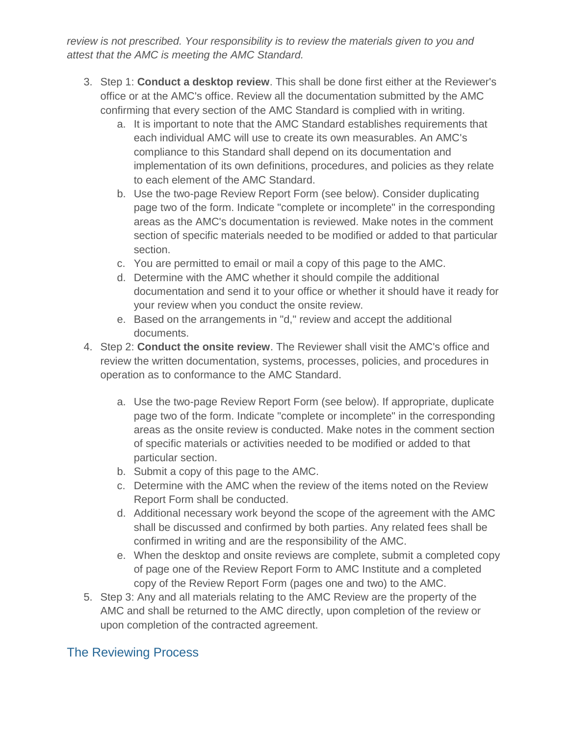*review is not prescribed. Your responsibility is to review the materials given to you and attest that the AMC is meeting the AMC Standard.*

3. Step 1: **Conduct a desktop review**. This shall be done first either at the Reviewer's office or at the AMC's office. Review all the documentation submitted by the AMC confirming that every section of the AMC Standard is complied with in writing.
   a. It is important to note that the AMC Standard establishes requirements that each individual AMC will use to create its own measurables. An AMC's compliance to this Standard shall depend on its documentation and implementation of its own definitions, procedures, and policies as they relate to each element of the AMC Standard.
   b. Use the two-page Review Report Form (see below). Consider duplicating page two of the form. Indicate "complete or incomplete" in the corresponding areas as the AMC's documentation is reviewed. Make notes in the comment section of specific materials needed to be modified or added to that particular section.
   c. You are permitted to email or mail a copy of this page to the AMC.
   d. Determine with the AMC whether it should compile the additional documentation and send it to your office or whether it should have it ready for your review when you conduct the onsite review.
   e. Based on the arrangements in "d," review and accept the additional documents.
4. Step 2: **Conduct the onsite review**. The Reviewer shall visit the AMC's office and review the written documentation, systems, processes, policies, and procedures in operation as to conformance to the AMC Standard.
   a. Use the two-page Review Report Form (see below). If appropriate, duplicate page two of the form. Indicate "complete or incomplete" in the corresponding areas as the onsite review is conducted. Make notes in the comment section of specific materials or activities needed to be modified or added to that particular section.
   b. Submit a copy of this page to the AMC.
   c. Determine with the AMC when the review of the items noted on the Review Report Form shall be conducted.
   d. Additional necessary work beyond the scope of the agreement with the AMC shall be discussed and confirmed by both parties. Any related fees shall be confirmed in writing and are the responsibility of the AMC.
   e. When the desktop and onsite reviews are complete, submit a completed copy of page one of the Review Report Form to AMC Institute and a completed copy of the Review Report Form (pages one and two) to the AMC.
5. Step 3: Any and all materials relating to the AMC Review are the property of the AMC and shall be returned to the AMC directly, upon completion of the review or upon completion of the contracted agreement.

## The Reviewing Process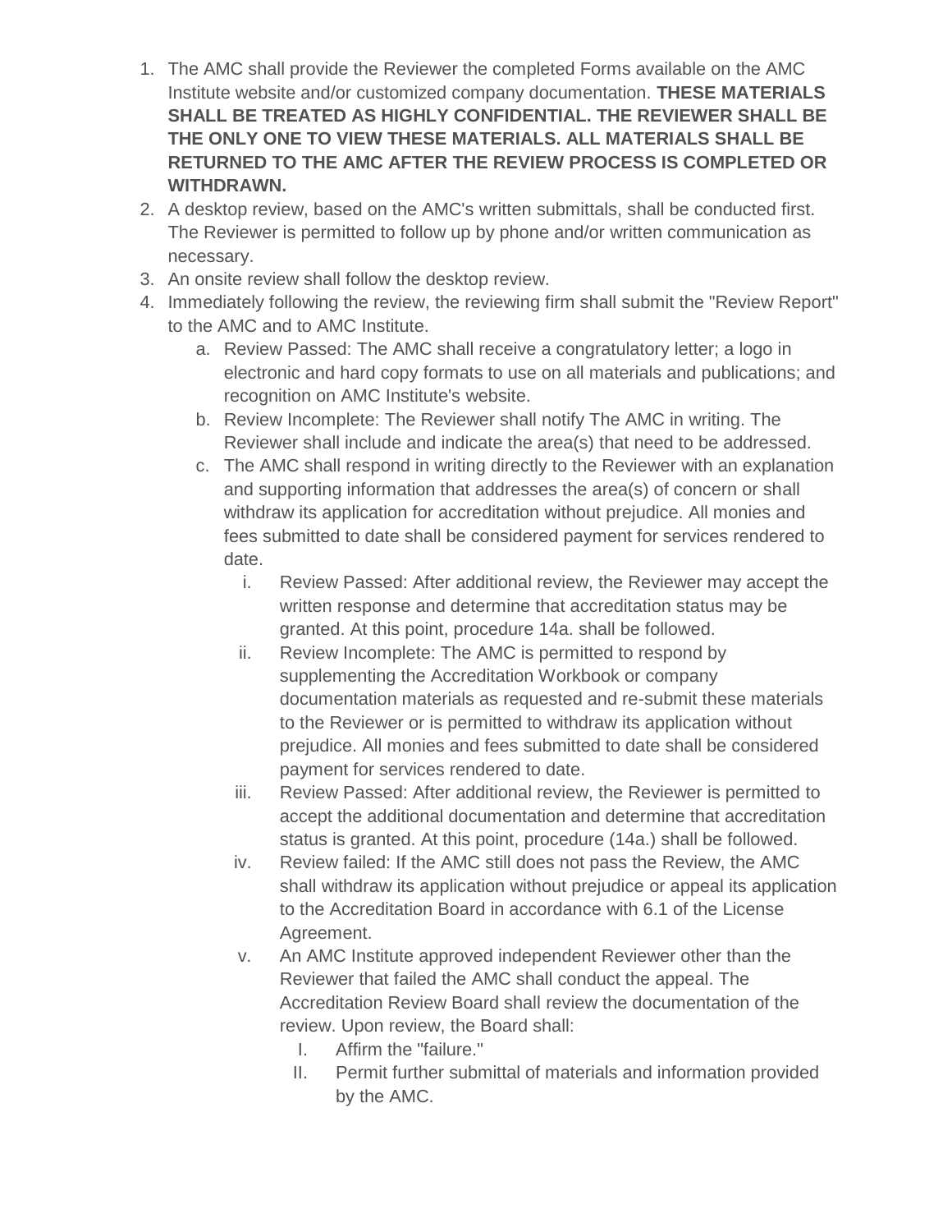1. The AMC shall provide the Reviewer the completed Forms available on the AMC Institute website and/or customized company documentation. **THESE MATERIALS SHALL BE TREATED AS HIGHLY CONFIDENTIAL. THE REVIEWER SHALL BE THE ONLY ONE TO VIEW THESE MATERIALS. ALL MATERIALS SHALL BE RETURNED TO THE AMC AFTER THE REVIEW PROCESS IS COMPLETED OR WITHDRAWN.**
2. A desktop review, based on the AMC's written submittals, shall be conducted first. The Reviewer is permitted to follow up by phone and/or written communication as necessary.
3. An onsite review shall follow the desktop review.
4. Immediately following the review, the reviewing firm shall submit the "Review Report" to the AMC and to AMC Institute.
    a. Review Passed: The AMC shall receive a congratulatory letter; a logo in electronic and hard copy formats to use on all materials and publications; and recognition on AMC Institute's website.
    b. Review Incomplete: The Reviewer shall notify The AMC in writing. The Reviewer shall include and indicate the area(s) that need to be addressed.
    c. The AMC shall respond in writing directly to the Reviewer with an explanation and supporting information that addresses the area(s) of concern or shall withdraw its application for accreditation without prejudice. All monies and fees submitted to date shall be considered payment for services rendered to date.
        i. Review Passed: After additional review, the Reviewer may accept the written response and determine that accreditation status may be granted. At this point, procedure 14a. shall be followed.
        ii. Review Incomplete: The AMC is permitted to respond by supplementing the Accreditation Workbook or company documentation materials as requested and re-submit these materials to the Reviewer or is permitted to withdraw its application without prejudice. All monies and fees submitted to date shall be considered payment for services rendered to date.
        iii. Review Passed: After additional review, the Reviewer is permitted to accept the additional documentation and determine that accreditation status is granted. At this point, procedure (14a.) shall be followed.
        iv. Review failed: If the AMC still does not pass the Review, the AMC shall withdraw its application without prejudice or appeal its application to the Accreditation Board in accordance with 6.1 of the License Agreement.
        v. An AMC Institute approved independent Reviewer other than the Reviewer that failed the AMC shall conduct the appeal. The Accreditation Review Board shall review the documentation of the review. Upon review, the Board shall:
            I. Affirm the "failure."
            II. Permit further submittal of materials and information provided by the AMC.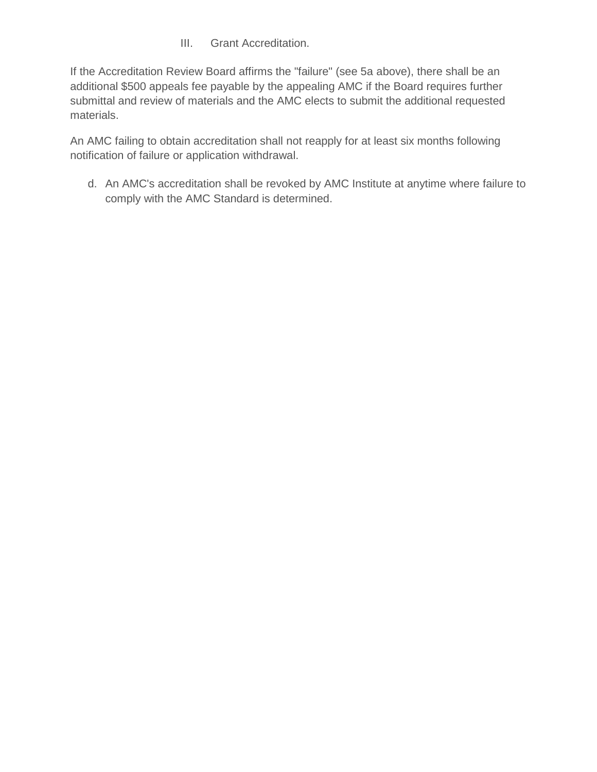III. Grant Accreditation.

If the Accreditation Review Board affirms the "failure" (see 5a above), there shall be an additional $500 appeals fee payable by the appealing AMC if the Board requires further submittal and review of materials and the AMC elects to submit the additional requested materials.

An AMC failing to obtain accreditation shall not reapply for at least six months following notification of failure or application withdrawal.

d. An AMC's accreditation shall be revoked by AMC Institute at anytime where failure to comply with the AMC Standard is determined.